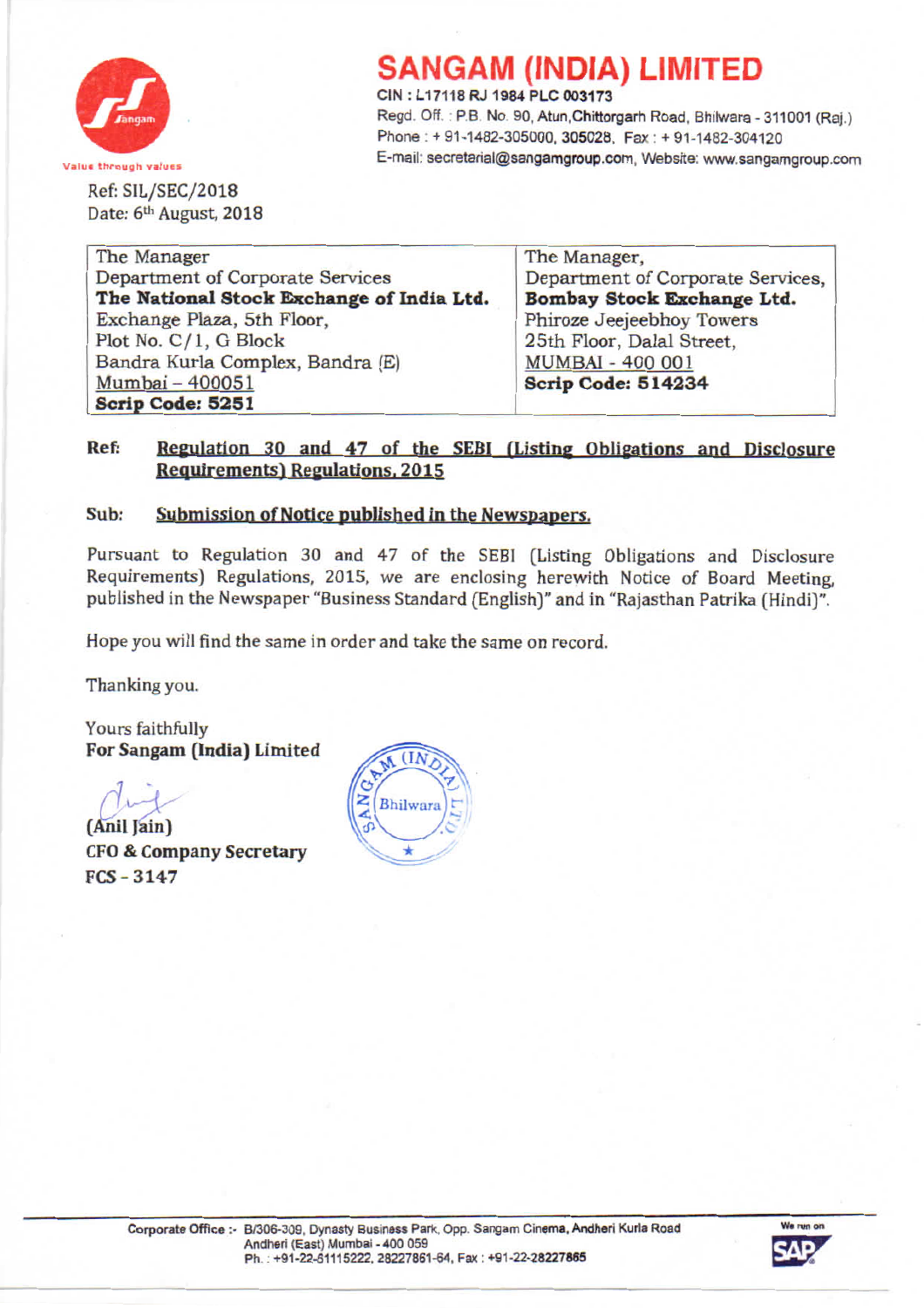# SANGAM (INDIA) LIMITED

CIN : L17118 RJ 1984 PLC 003173
Regd. Off. : P.B. No. 90, Atun,Chittorgarh Road, Bhilwara - 311001 (Raj.)
Phone : + 91-1482-305000, 305028, Fax : + 91-1482-304120
E-mail: secretarial@sangamgroup.com, Website: www.sangamgroup.com

Value through values

Ref: SIL/SEC/2018
Date: 6th August, 2018

| The Manager<br>Department of Corporate Services<br>**The National Stock Exchange of India Ltd.**<br>Exchange Plaza, 5th Floor,<br>Plot No. C/1, G Block<br>Bandra Kurla Complex, Bandra (E)<br>Mumbai – 400051<br>**Scrip Code: 5251** | The Manager,<br>Department of Corporate Services,<br>**Bombay Stock Exchange Ltd.**<br>Phiroze Jeejeebhoy Towers<br>25th Floor, Dalal Street,<br>MUMBAI - 400 001<br>**Scrip Code: 514234** |
|---|---|

**Ref: Regulation 30 and 47 of the SEBI (Listing Obligations and Disclosure Requirements) Regulations, 2015**

**Sub: Submission of Notice published in the Newspapers.**

Pursuant to Regulation 30 and 47 of the SEBI (Listing Obligations and Disclosure Requirements) Regulations, 2015, we are enclosing herewith Notice of Board Meeting, published in the Newspaper "Business Standard (English)" and in "Rajasthan Patrika (Hindi)".

Hope you will find the same in order and take the same on record.

Thanking you.

Yours faithfully
**For Sangam (India) Limited**

**(Anil Jain)**
**CFO & Company Secretary**
**FCS - 3147**

Corporate Office :- B/306-309, Dynasty Business Park, Opp. Sangam Cinema, Andheri Kurla Road Andheri (East) Mumbai - 400 059
Ph. : +91-22-61115222, 28227861-64, Fax : +91-22-28227865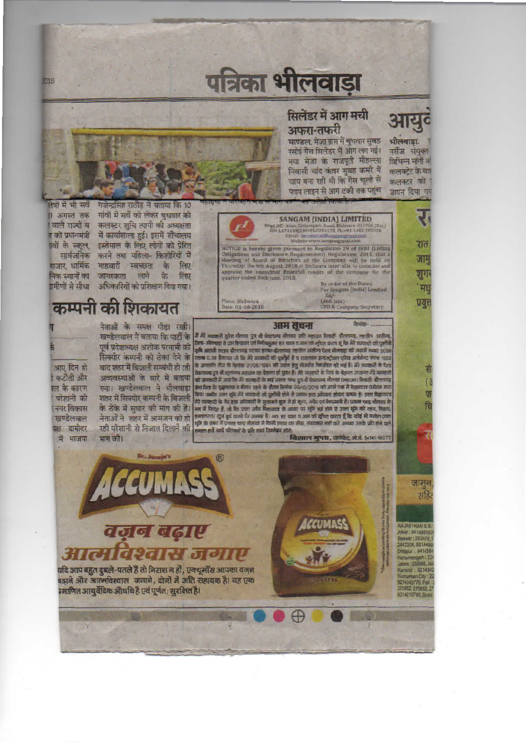# पत्रिका भीलवाड़ा

## सिलेंडर में आग मची अफरा-तफरी

माण्डल. मेजा ग्राम में बुधवार सुबह रसोई गैस सिलेंडर में आग लग गई। नया मेजा के राजपूतों मोहल्ला निवासी चांद कंवर सुबह कमरे में चाय बना रही थी कि गैस चूल्हे से पाइप लाइन से आग टंकी तक पहुंच

## आयु...

भीलवाड़ा. ... नर्सेज संयुक्त ... विभिन्न मांगों ... कलक्टरेट के बाह... कलक्टर को ... ज्ञापन दिया गया

...क्षेत्रों में भी सर्वे ...1 अगस्त तक ... वाले राज्यों व ...र की प्रधानमंत्री ...वों के स्कूल, सार्वजनिक ...बाजार, धार्मिक ...निक स्थानों का ...ग्रामीणों से सीधा

गजेन्द्रसिंह राठौड़ ने बताया कि 10 गांवों में सर्वे को लेकर बुधवार को कलक्टर शुचि त्यागी की अध्यक्षता में कार्यशाला हुई। इसमें शौचालय इस्तेमाल के लिए लोगों को प्रेरित करने तथा महिला- किशोरियों में माहवारी स्वच्छता के लिए जागरूकता लाने के लिए अधिकारियों को प्रशिक्षण दिया गया।

**SANGAM (INDIA) LIMITED**

Regd. Off.: Atun, Chittorgarh Road, Bhilwara-311001 (Raj.)
CIN-L17118RJ1984PLC003173, Ph.: +91 1482 305028
Email: secretarial@sangamgroup.com
Website-www.sangamgroup.com

NOTICE is hereby given pursuant to Regulation 29 of SEBI (Listing Obligations and Disclosure Requirements) Regulations, 2015, that a Meeting of Board of Directors of the Company will be held on Thursday, the 9th August, 2018 at Bhilwara inter-alia, to consider and approve the unaudited financial results of the company for the quarter ended 30th June, 2018.

Place: Bhilwara
Date: 01-08-2018

By order of the Board
For Sangam (India) Limited
Sd/-
(Anil Jain)
CFO & Company Secretary

## कम्पनी की शिकायत

...आए दिन हो ... कटौती और ...ल के कारण ... परेशानी को ... नगर विकास ... खण्डेलवाल ...क्ष दामोदर ... में भाजपा

नेताओं के समक्ष पीड़ा रखी। खण्डेलवाल ने बताया कि पार्टी के पूर्व प्रदेशाध्यक्ष अशोक परनामी को सिक्योर कम्पनी को ठेका देने के बाद शहर में बिजली सम्बंधी हो रही अव्यवस्थाओं के बारे में बताया गया। खण्डेलवाल ने भीलवाड़ा शहर में सिक्योर कम्पनी के बिजली के ठेके में सुधार की मांग की है। नेताओं ने शहर में आमजन को हो रही परेशानी से निजात दिलाने की मांग की।

## आम सूचना

मैं मेरे व्यवसायी सुरेश चौहान पुत्र श्री प्रेमचन्द चौहान जाति महाजन निवासी- चौहानपुरा, तहसील- आसींद, जिला- भीलवाड़ा से प्राप्त हिदायत एवं निर्देशानुसार हर खास व आम को सूचित करता हूं कि मेरे व्यवसायी की पुश्तैनी कृषि आराजी खसरा चौहानपुरा पटवार हल्का चौहानपुरा तहसील आसींद जिला भीलवाड़ा की आराजी नम्बर 2036 रकबा 0.39 हैक्टयर जो कि मेरे व्यवसायी की पुश्तैनी है व राजस्थान काश्तकारी ... के अनुसार तीन के दिनांक 01/06/1984 को ... मेरे व्यवसायी के पिता प्रेमचन्द पुत्र श्री ... महाजन का देहान्त हो चुका है। मेरे व्यवसायी के पिता के देहान्त उपरान्त मेरे व्यवसायी को जानकारी में आया कि मेरे व्यवसायी के भाई प्रकाश चन्द पुत्र श्री प्रेमचन्द चौहान (महाजन) निवासी- चौहानपुरा ... दिनांक 03/10/2018 को अपने पक्ष में ... मेरे व्यवसायी की पुश्तैनी होने से उक्त ... अधिकार होकर कब्जा है। उक्त ... मेरे व्यवसायी के ... प्रकाश चन्द चौहान के ... उक्त भूमि की रहन, बिक्री, ... प्रकाश चन्द चौहान से किसी प्रकार का सौदा, ... करें अन्यथा उसके प्रति होने वाले समस्त हर्जे खर्चे परिणाम के प्रति स्वयं जिम्मेदार होंगे।

**विशाल गुप्ता**, एडवोकेट, मो.नं. 9414116077

Dr. Juneja's

# ACCUMASS

## वज़न बढ़ाए आत्मविश्वास जगाए

यदि आप बहुत दुबले-पतले हैं तो निराश न हों, एक्यूमॉस आपका वजन बढ़ाने और आत्मविश्वास जगाने, दोनों में अति सहायक है। यह एक प्रमाणित आयुर्वेदिक औषधि है एवं पूर्णत: सुरक्षित है।

RAJASTHAN S.S.: Alwar: 94148856..., Beawar: 252676, 2442204, 93144..., Dholpur: 941458..., Hanumangarh: 22..., Jalore: 222565, Jai..., Kankroli: 921434..., Kuchaman City: 22..., 9214343775, Pali: 2..., 270852, 270852, 2..., 9314610785, Sirohi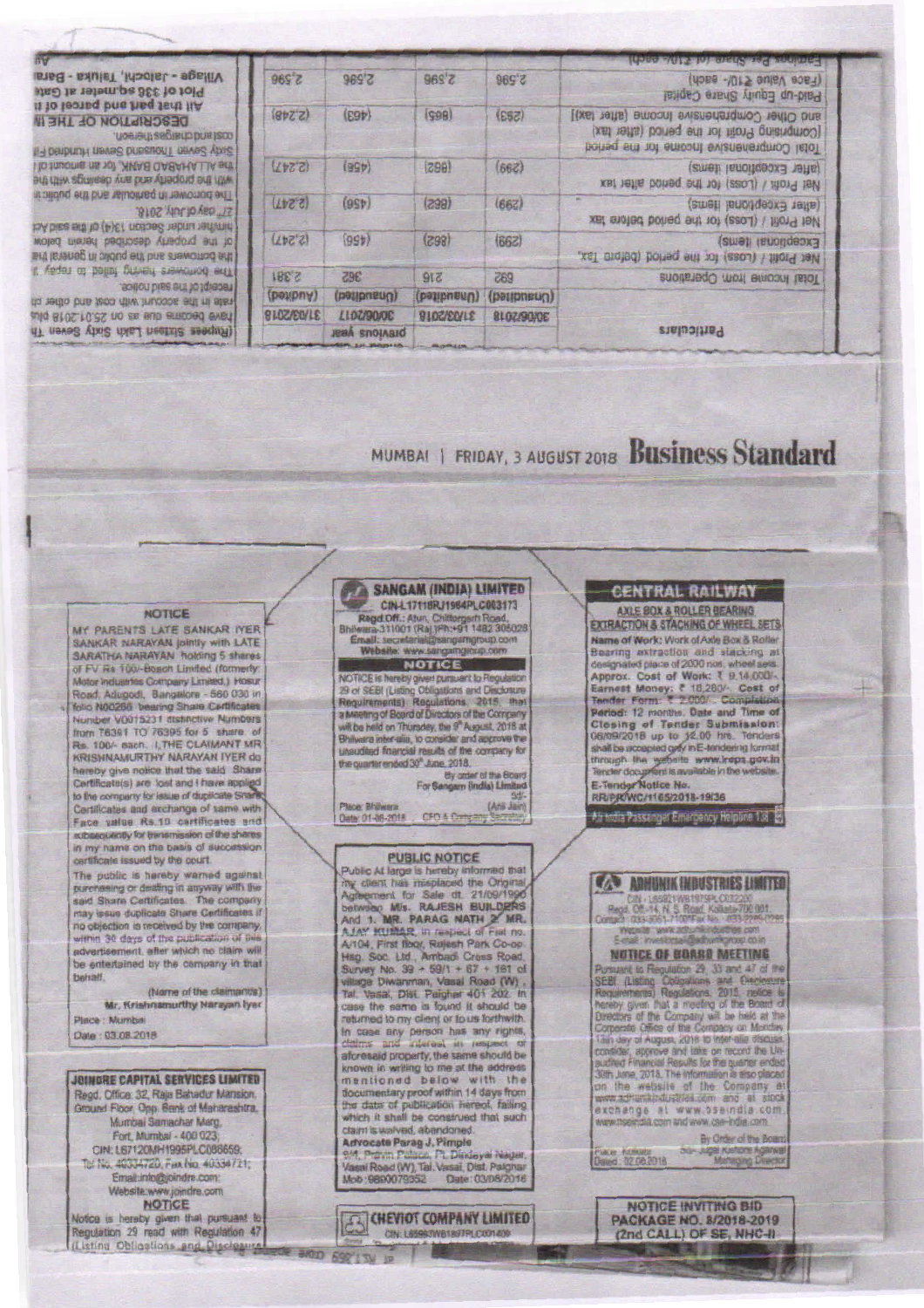(Rupees Sixteen Lakh Sixty Seven Th... have become due as on 25.01.2018 plus ... rate in the account with cost and other ch... receipt of the said notice.

The borrowers having failed to repay ... the borrowers and the public in general that ... of the property described herein below ... him/her under Section 13(4) of the said Act ... 27th day of July, 2018.

The borrower in particular and the public in ... with the property and any dealings with the ... the ALLAHABAD BANK, for an amount of ... Sixty Seven Thousand Seven Hundred Fi... cost and charges thereon.

**DESCRIPTION OF THE IM...**

All that part and parcel of ... Plot of 336 sq.meter at Gate ... Village - Jalochi, Taluka - Bara...

| Particulars | 30/06/2018 (Unaudited) | 31/03/2018 (Unaudited) | 30/06/2017 (Unaudited) | previous year 31/03/2018 (Audited) |
|---|---|---|---|---|
| Total Income from Operations | 692 | 916 | 362 | 2,381 |
| Net Profit / (Loss) for the period (before Tax, Exceptional items) | (299) | (862) | (456) | (2,247) |
| Net Profit / (Loss) for the period before tax (after Exceptional items) | (299) | (862) | (456) | (2,247) |
| Net Profit / (Loss) for the period after tax (after Exceptional items) | (299) | (862) | (456) | (2,247) |
| Total Comprehensive Income for the period [Comprising Profit for the period (after tax) and Other Comprehensive Income (after tax)] | (253) | (865) | (463) | (2,248) |
| Paid-up Equity Share Capital (Face Value ₹10/- each) | 2,596 | 2,596 | 2,596 | 2,596 |
| Earnings Per Share (of ₹10/- each) | | | | |

## NOTICE

MY PARENTS LATE SANKAR IYER SANKAR NARAYAN jointly with LATE SARATHA NARAYAN holding 5 shares of FV Rs 100/-Bosch Limited (formerly: Motor Industries Company Limited,) Hosur Road, Adugodi, Bangalore - 560 030 in folio N00268 bearing Share Certificates Number V0015211 distinctive Numbers from 76391 TO 76395 for 5 share of Rs. 100/- each. I,THE CLAIMANT MR KRISHNAMURTHY NARAYAN IYER do hereby give notice that the said Share Certificate(s) are lost and I have applied to the company for issue of duplicate Share Certificates and exchange of same with Face value Rs.10 certificates and subsequently for transmission of the shares in my name on the basis of succession certificate issued by the court.

The public is hereby warned against purchasing or dealing in anyway with the said Share Certificates. The company may issue duplicate Share Certificates if no objection is received by the company, within 30 days of the publication of this advertisement, after which no claim will be entertained by the company in that behalf.

(Name of the claimants)
Mr. Krishnamurthy Narayan Iyer

Place : Mumbai
Date : 03.08.2018

## JOINDRE CAPITAL SERVICES LIMITED

Regd. Office: 32, Raja Bahadur Mansion, Ground Floor, Opp. Bank of Maharashtra, Mumbai Samachar Marg, Fort, Mumbai - 400 023; CIN: L67120MH1995PLC086659; Tel No. 40334720, Fax No. 40334721; Email:info@joindre.com; Website:www.joindre.com

**NOTICE**

Notice is hereby given that pursuant to Regulation 29 read with Regulation 47 (Listing Obligations and Disclosure ...

## SANGAM (INDIA) LIMITED

CIN-L17118RJ1984PLC003173
Regd.Off.: Atun, Chittorgarh Road, Bhilwara-311001 (Raj.)Ph:+91 1482 305028
Email: secretarial@sangamgroup.com
Website: www.sangamgroup.com

**NOTICE**

NOTICE is hereby given pursuant to Regulation 29 of SEBI (Listing Obligations and Disclosure Requirements) Regulations, 2015, that a Meeting of Board of Directors of the Company will be held on Thursday, the 9th August, 2018 at Bhilwara inter-alia, to consider and approve the unaudited financial results of the company for the quarter ended 30th June, 2018.

By order of the Board
For Sangam (India) Limited
Sd/-
(Anil Jain)
CFO & Company Secretary

Place: Bhilwara
Date: 01-08-2018

## PUBLIC NOTICE

Public At large is hereby informed that my client has misplaced the Original Agreement for Sale dt. 21/09/1990 between M/s. RAJESH BUILDERS And 1. MR. PARAG NATH 2. MR. AJAY KUMAR, in respect of Flat no. A/104, First floor, Rajesh Park Co-op. Hsg. Soc. Ltd., Ambadi Cross Road, Survey No. 39 + 59/1 + 67 + 161 of village Diwanman, Vasai Road (W), Tal. Vasai, Dist. Palghar 401 202. In case the same is found it should be returned to my client or to us forthwith. In case any person has any rights, claims and interest in respect of aforesaid property, the same should be known in writing to me at the address mentioned below with the documentary proof within 14 days from the date of publication hereof, failing which it shall be construed that such claim is waived, abandoned.

**Advocate Parag J. Pimple**
9/4, Pravin Palace, Pt. Dindayal Nagar, Vasai Road (W), Tal. Vasai, Dist. Palghar
Mob : 9890079352 Date : 03/08/2018

## CHEVIOT COMPANY LIMITED

CIN: L65993WB1897PLC001409

## CENTRAL RAILWAY

**AXLE BOX & ROLLER BEARING EXTRACTION & STACKING OF WHEEL SETS**

**Name of Work:** Work of Axle Box & Roller Bearing extraction and stacking at designated place of 2000 nos. wheel sets. **Approx. Cost of Work:** ₹ 9,14,000/-. **Earnest Money:** ₹ 18,280/-. **Cost of Tender Form:** ₹ 2,000/-. **Completion Period:** 12 months. **Date and Time of Closing of Tender Submission:** 06/09/2018 up to 12.00 hrs. Tenders shall be accepted only in E-tendering format through the website www.ireps.gov.in Tender document is available in the website. **E-Tender Notice No.** RR/PR/WC/1165/2018-19/36

All India Passenger Emergency Helpline 138

## ADHUNIK INDUSTRIES LIMITED

CIN - L65921WB1979PLC032200
Regd. Off.-14, N. S. Road, Kolkata-700 001.
Contact : 033-3051-7100 Fax No. : 033-2248-0255
Website: www.adhunikindustries.com
E-mail: investorsail@adhunikgroup.co.in

**NOTICE OF BOARD MEETING**

Pursuant to Regulation 29, 33 and 47 of the SEBI (Listing Obligations and Disclosure Requirements) Regulations, 2015, notice is hereby given that a meeting of the Board of Directors of the Company will be held at the Corporate Office of the Company on Monday, 13th day of August, 2018 to inter-alia discuss, consider, approve and take on record the Un-audited Financial Results for the quarter ended 30th June, 2018. The information is also placed on the website of the Company at www.adhunikindustries.com and at stock exchange at www.bseindia.com, www.nseindia.com and www.cse-india.com.

By Order of the Board
Sd/- Jugal Kishore Agarwal
Managing Director

Place: Kolkata
Dated : 02.08.2018

## NOTICE INVITING BID PACKAGE NO. 8/2018-2019 (2nd CALL) OF SE, NHC-II